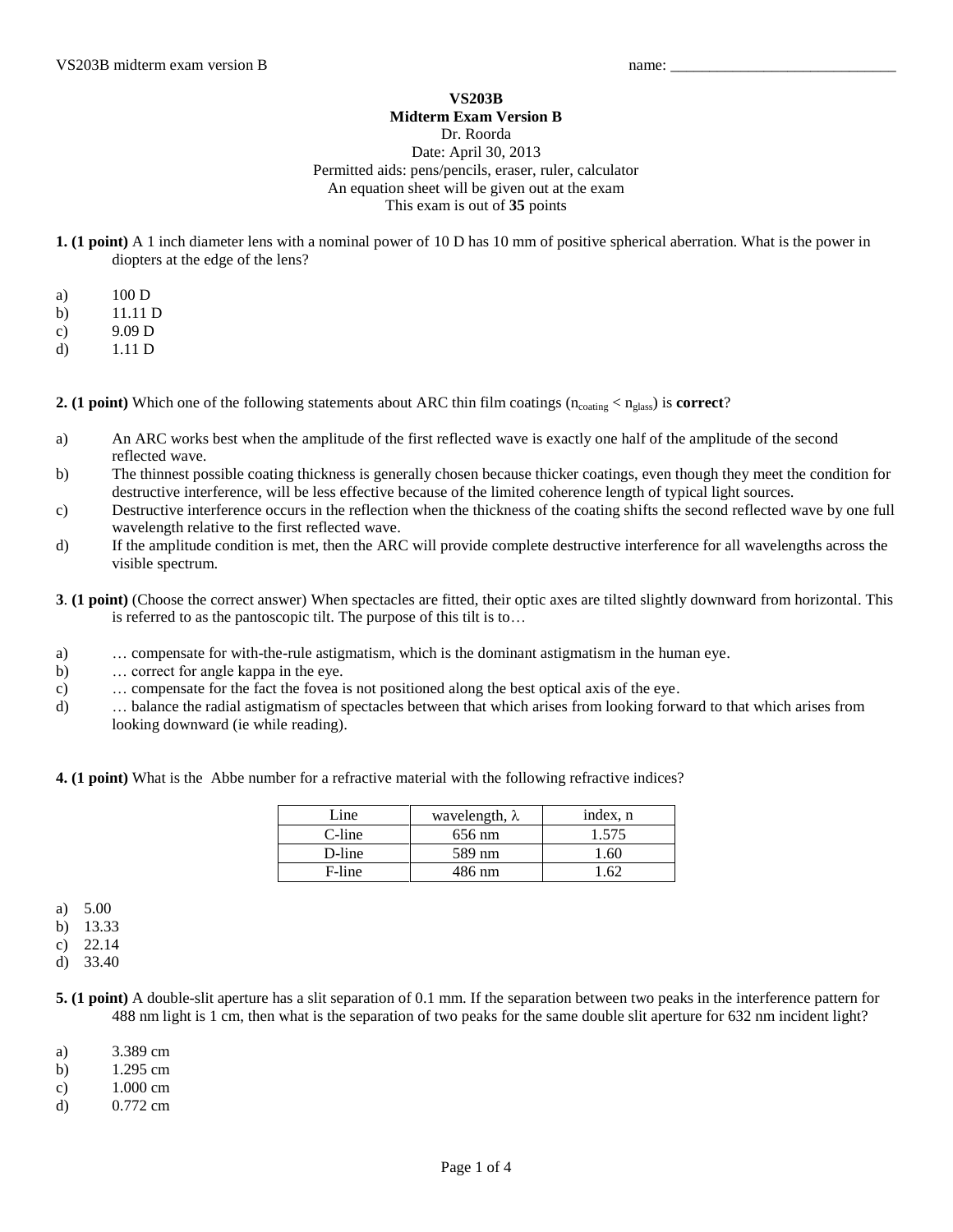name: ______________________________

**VS203B**

**Midterm Exam Version B**

Dr. Roorda

Date: April 30, 2013

Permitted aids: pens/pencils, eraser, ruler, calculator

An equation sheet will be given out at the exam

This exam is out of **35** points

**1. (1 point)** A 1 inch diameter lens with a nominal power of 10 D has 10 mm of positive spherical aberration. What is the power in diopters at the edge of the lens?

a) 100 D
b) 11.11 D
c) 9.09 D
d) 1.11 D

**2. (1 point)** Which one of the following statements about ARC thin film coatings ($n_{coating} < n_{glass}$) is **correct**?

a) An ARC works best when the amplitude of the first reflected wave is exactly one half of the amplitude of the second reflected wave.
b) The thinnest possible coating thickness is generally chosen because thicker coatings, even though they meet the condition for destructive interference, will be less effective because of the limited coherence length of typical light sources.
c) Destructive interference occurs in the reflection when the thickness of the coating shifts the second reflected wave by one full wavelength relative to the first reflected wave.
d) If the amplitude condition is met, then the ARC will provide complete destructive interference for all wavelengths across the visible spectrum.

**3**. **(1 point)** (Choose the correct answer) When spectacles are fitted, their optic axes are tilted slightly downward from horizontal. This is referred to as the pantoscopic tilt. The purpose of this tilt is to…

a) … compensate for with-the-rule astigmatism, which is the dominant astigmatism in the human eye.
b) … correct for angle kappa in the eye.
c) … compensate for the fact the fovea is not positioned along the best optical axis of the eye.
d) … balance the radial astigmatism of spectacles between that which arises from looking forward to that which arises from looking downward (ie while reading).

**4. (1 point)** What is the Abbe number for a refractive material with the following refractive indices?

| Line | wavelength, $\lambda$ | index, n |
|---|---|---|
| C-line | 656 nm | 1.575 |
| D-line | 589 nm | 1.60 |
| F-line | 486 nm | 1.62 |

a) 5.00
b) 13.33
c) 22.14
d) 33.40

**5. (1 point)** A double-slit aperture has a slit separation of 0.1 mm. If the separation between two peaks in the interference pattern for 488 nm light is 1 cm, then what is the separation of two peaks for the same double slit aperture for 632 nm incident light?

a) 3.389 cm
b) 1.295 cm
c) 1.000 cm
d) 0.772 cm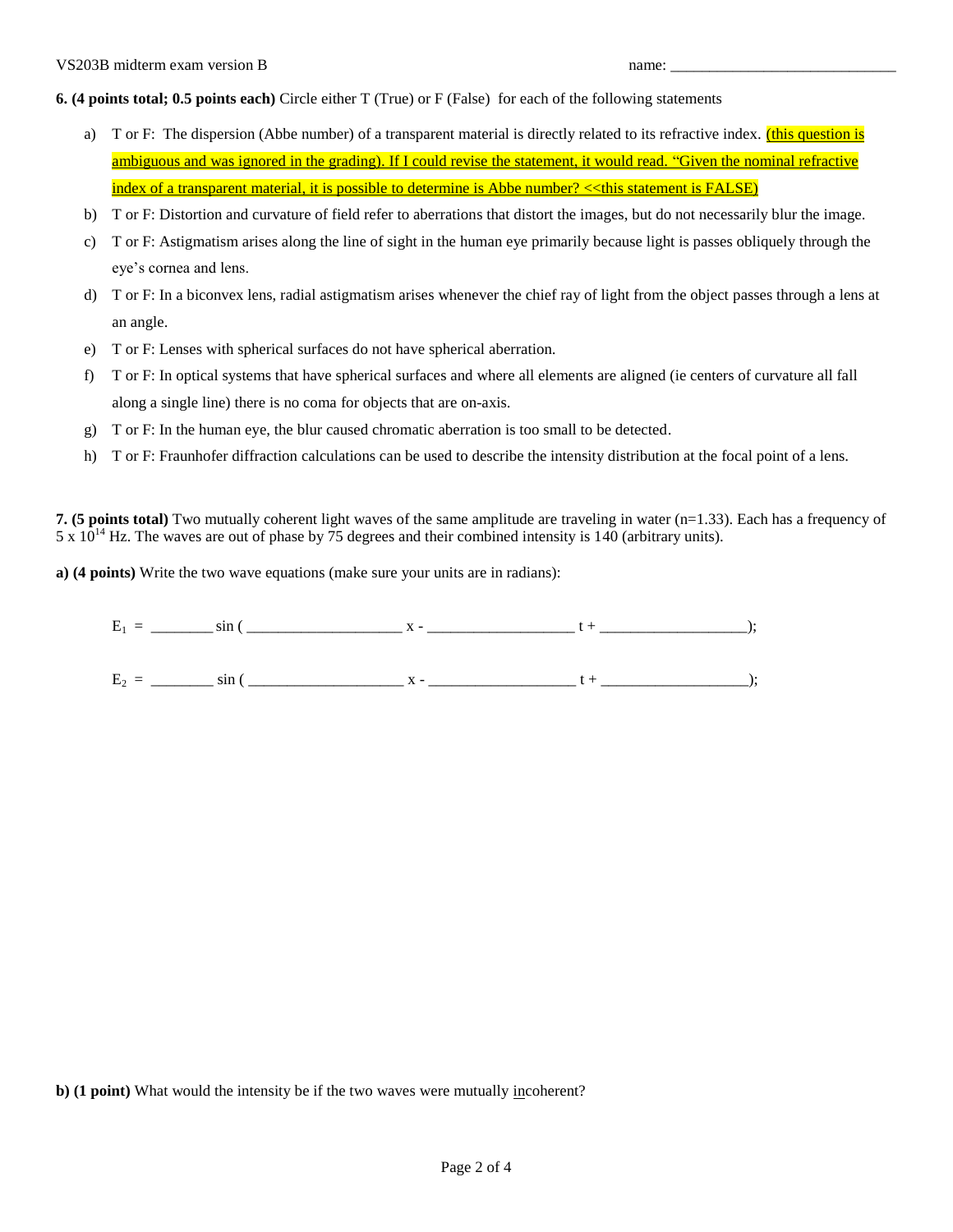**6. (4 points total; 0.5 points each)** Circle either T (True) or F (False) for each of the following statements

a) T or F: The dispersion (Abbe number) of a transparent material is directly related to its refractive index. (this question is ambiguous and was ignored in the grading). If I could revise the statement, it would read. "Given the nominal refractive index of a transparent material, it is possible to determine is Abbe number? <<this statement is FALSE)

b) T or F: Distortion and curvature of field refer to aberrations that distort the images, but do not necessarily blur the image.

c) T or F: Astigmatism arises along the line of sight in the human eye primarily because light is passes obliquely through the eye's cornea and lens.

d) T or F: In a biconvex lens, radial astigmatism arises whenever the chief ray of light from the object passes through a lens at an angle.

e) T or F: Lenses with spherical surfaces do not have spherical aberration.

f) T or F: In optical systems that have spherical surfaces and where all elements are aligned (ie centers of curvature all fall along a single line) there is no coma for objects that are on-axis.

g) T or F: In the human eye, the blur caused chromatic aberration is too small to be detected.

h) T or F: Fraunhofer diffraction calculations can be used to describe the intensity distribution at the focal point of a lens.

**7. (5 points total)** Two mutually coherent light waves of the same amplitude are traveling in water (n=1.33). Each has a frequency of $5 \times 10^{14}$ Hz. The waves are out of phase by 75 degrees and their combined intensity is 140 (arbitrary units).

**a) (4 points)** Write the two wave equations (make sure your units are in radians):

$E_1$ = ________ sin ( ____________________ x - ___________________ t + ___________________);

$E_2$ = ________ sin ( ____________________ x - ___________________ t + ___________________);

**b) (1 point)** What would the intensity be if the two waves were mutually incoherent?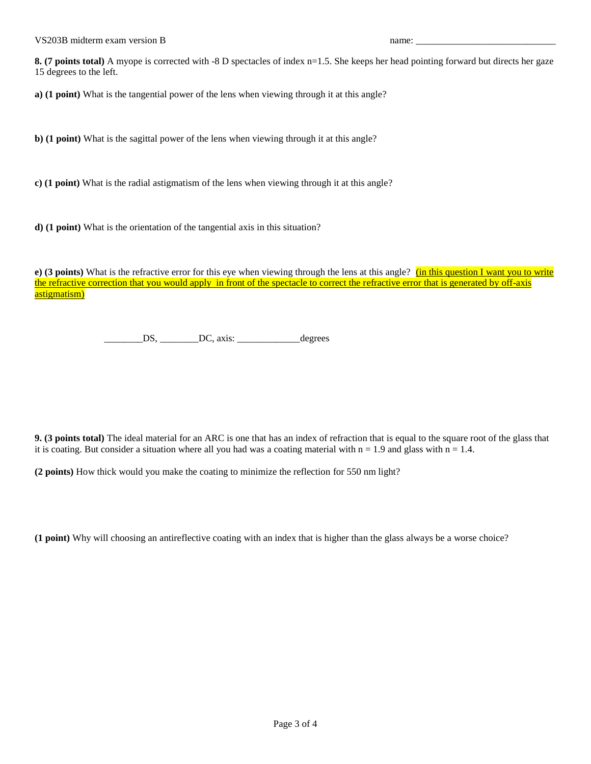**8. (7 points total)** A myope is corrected with -8 D spectacles of index n=1.5. She keeps her head pointing forward but directs her gaze 15 degrees to the left.

**a) (1 point)** What is the tangential power of the lens when viewing through it at this angle?

**b) (1 point)** What is the sagittal power of the lens when viewing through it at this angle?

**c) (1 point)** What is the radial astigmatism of the lens when viewing through it at this angle?

**d) (1 point)** What is the orientation of the tangential axis in this situation?

**e) (3 points)** What is the refractive error for this eye when viewing through the lens at this angle? (in this question I want you to write the refractive correction that you would apply in front of the spectacle to correct the refractive error that is generated by off-axis astigmatism)

________DS, ________DC, axis: _____________degrees

**9. (3 points total)** The ideal material for an ARC is one that has an index of refraction that is equal to the square root of the glass that it is coating. But consider a situation where all you had was a coating material with n = 1.9 and glass with n = 1.4.

**(2 points)** How thick would you make the coating to minimize the reflection for 550 nm light?

**(1 point)** Why will choosing an antireflective coating with an index that is higher than the glass always be a worse choice?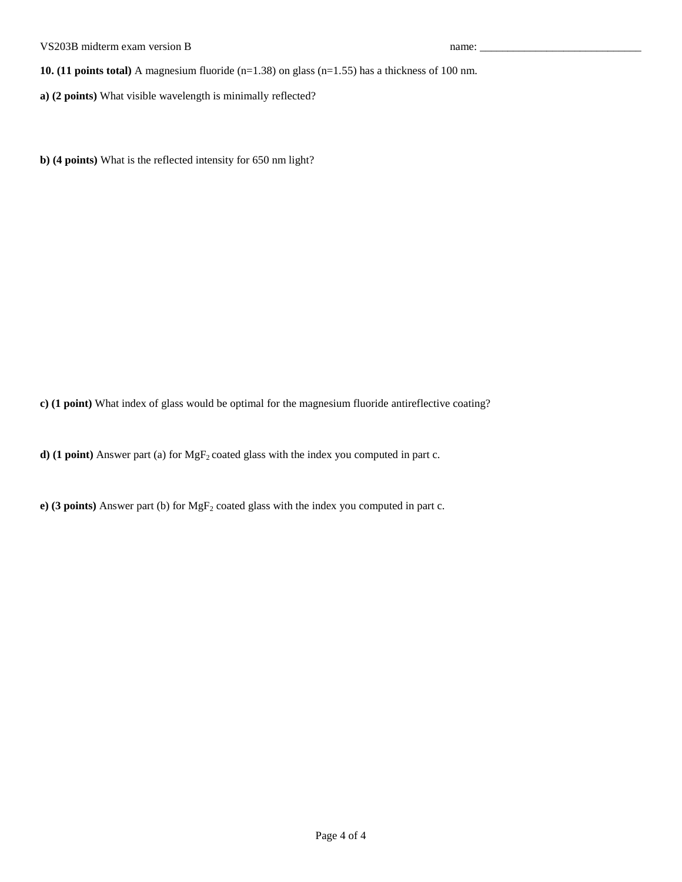**10. (11 points total)** A magnesium fluoride (n=1.38) on glass (n=1.55) has a thickness of 100 nm.

**a) (2 points)** What visible wavelength is minimally reflected?

**b) (4 points)** What is the reflected intensity for 650 nm light?

**c) (1 point)** What index of glass would be optimal for the magnesium fluoride antireflective coating?

**d) (1 point)** Answer part (a) for $MgF_2$ coated glass with the index you computed in part c.

**e) (3 points)** Answer part (b) for $MgF_2$ coated glass with the index you computed in part c.